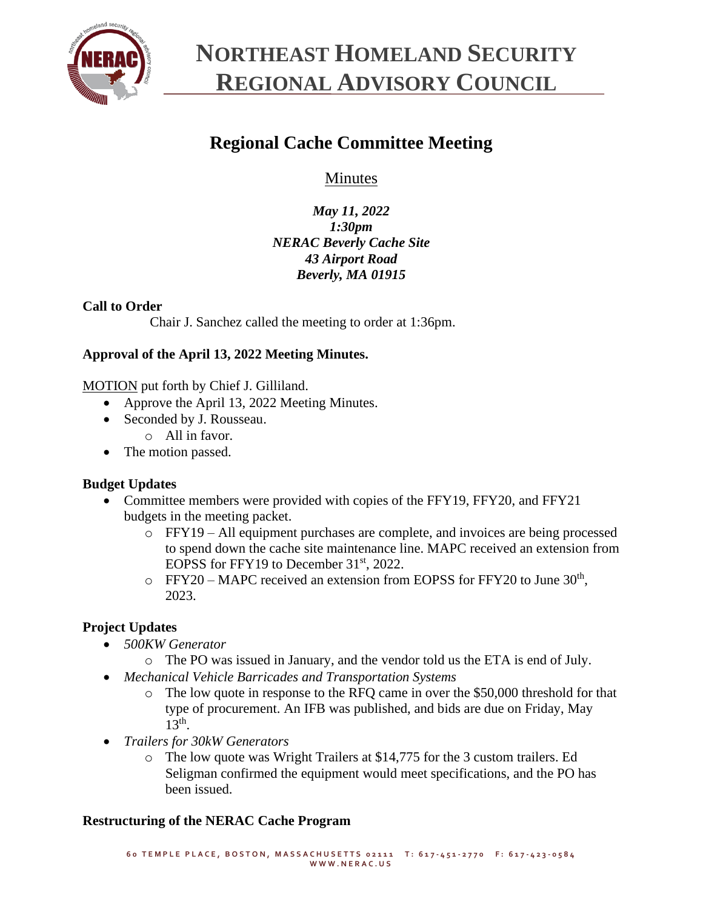# NORTHEAST HOMELAND SECURITY REGIONAL ADVISORY COUNCIL

## Regional Cache Committee Meeting

Minutes

***May 11, 2022***
***1:30pm***
***NERAC Beverly Cache Site***
***43 Airport Road***
***Beverly, MA 01915***

**Call to Order**

Chair J. Sanchez called the meeting to order at 1:36pm.

**Approval of the April 13, 2022 Meeting Minutes.**

MOTION put forth by Chief J. Gilliland.

- Approve the April 13, 2022 Meeting Minutes.
- Seconded by J. Rousseau.
    - All in favor.
- The motion passed.

**Budget Updates**

- Committee members were provided with copies of the FFY19, FFY20, and FFY21 budgets in the meeting packet.
    - FFY19 – All equipment purchases are complete, and invoices are being processed to spend down the cache site maintenance line. MAPC received an extension from EOPSS for FFY19 to December 31st, 2022.
    - FFY20 – MAPC received an extension from EOPSS for FFY20 to June 30th, 2023.

**Project Updates**

- *500KW Generator*
    - The PO was issued in January, and the vendor told us the ETA is end of July.
- *Mechanical Vehicle Barricades and Transportation Systems*
    - The low quote in response to the RFQ came in over the $50,000 threshold for that type of procurement. An IFB was published, and bids are due on Friday, May 13th.
- *Trailers for 30kW Generators*
    - The low quote was Wright Trailers at $14,775 for the 3 custom trailers. Ed Seligman confirmed the equipment would meet specifications, and the PO has been issued.

**Restructuring of the NERAC Cache Program**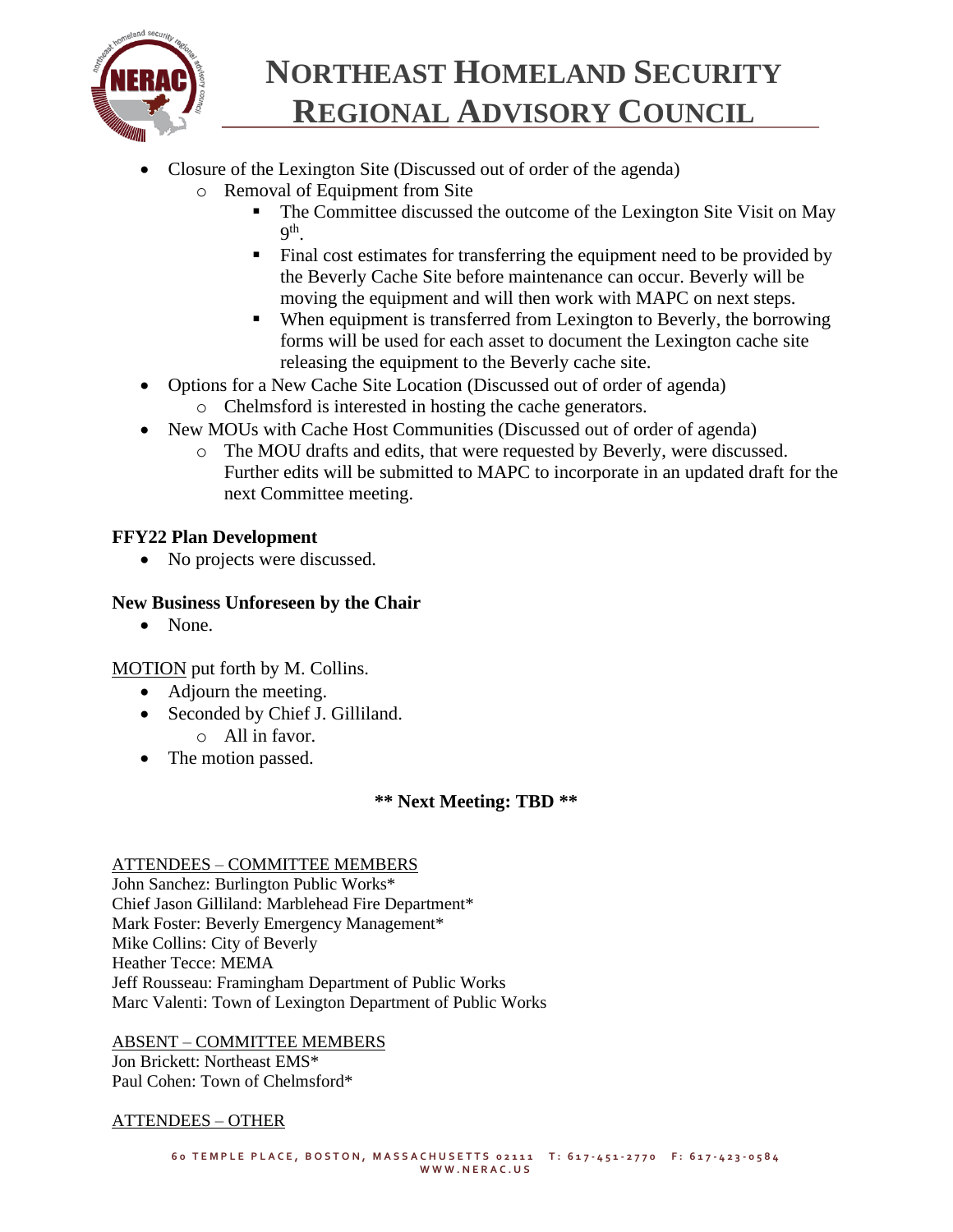- Closure of the Lexington Site (Discussed out of order of the agenda)
    - Removal of Equipment from Site
        - The Committee discussed the outcome of the Lexington Site Visit on May 9th.
        - Final cost estimates for transferring the equipment need to be provided by the Beverly Cache Site before maintenance can occur. Beverly will be moving the equipment and will then work with MAPC on next steps.
        - When equipment is transferred from Lexington to Beverly, the borrowing forms will be used for each asset to document the Lexington cache site releasing the equipment to the Beverly cache site.
- Options for a New Cache Site Location (Discussed out of order of agenda)
    - Chelmsford is interested in hosting the cache generators.
- New MOUs with Cache Host Communities (Discussed out of order of agenda)
    - The MOU drafts and edits, that were requested by Beverly, were discussed. Further edits will be submitted to MAPC to incorporate in an updated draft for the next Committee meeting.

**FFY22 Plan Development**

- No projects were discussed.

**New Business Unforeseen by the Chair**

- None.

MOTION put forth by M. Collins.

- Adjourn the meeting.
- Seconded by Chief J. Gilliland.
    - All in favor.
- The motion passed.

**\*\* Next Meeting: TBD \*\***

ATTENDEES – COMMITTEE MEMBERS
John Sanchez: Burlington Public Works*
Chief Jason Gilliland: Marblehead Fire Department*
Mark Foster: Beverly Emergency Management*
Mike Collins: City of Beverly
Heather Tecce: MEMA
Jeff Rousseau: Framingham Department of Public Works
Marc Valenti: Town of Lexington Department of Public Works

ABSENT – COMMITTEE MEMBERS
Jon Brickett: Northeast EMS*
Paul Cohen: Town of Chelmsford*

ATTENDEES – OTHER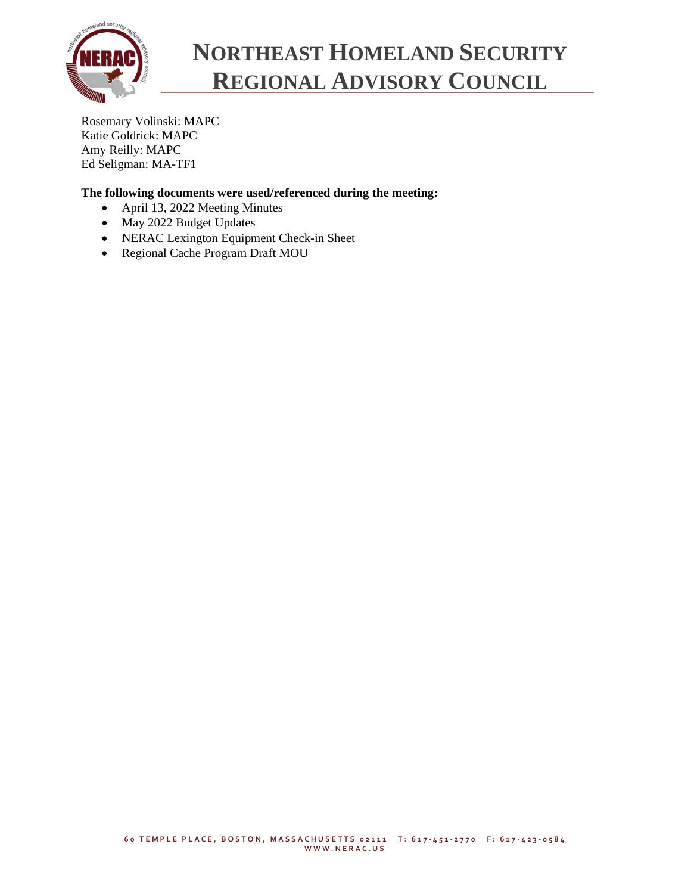Rosemary Volinski: MAPC
Katie Goldrick: MAPC
Amy Reilly: MAPC
Ed Seligman: MA-TF1

**The following documents were used/referenced during the meeting:**

- April 13, 2022 Meeting Minutes
- May 2022 Budget Updates
- NERAC Lexington Equipment Check-in Sheet
- Regional Cache Program Draft MOU